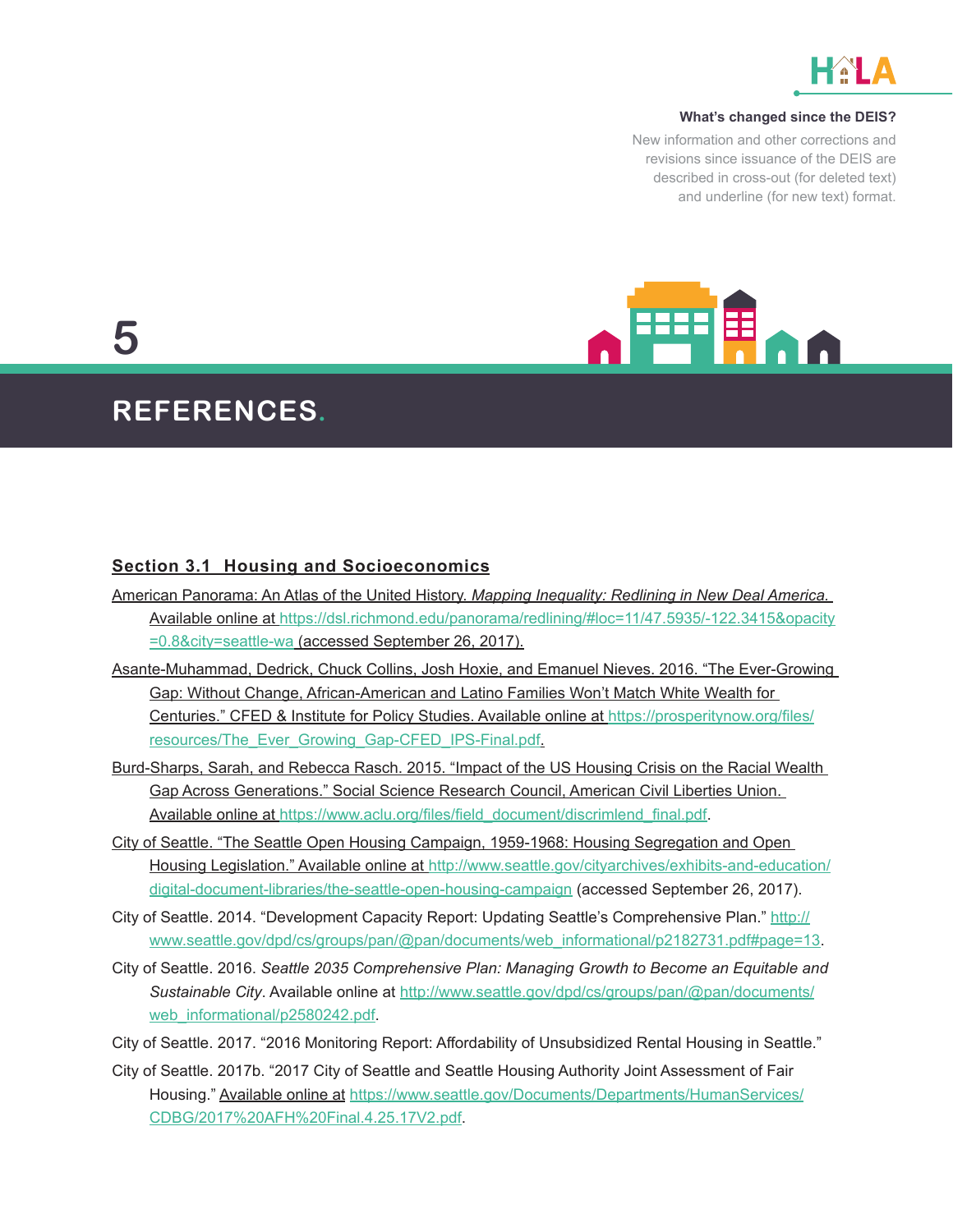**What's changed since the DEIS?**

New information and other corrections and revisions since issuance of the DEIS are described in cross-out (for deleted text) and underline (for new text) format.

# 5 REFERENCES.

## Section 3.1 Housing and Socioeconomics

American Panorama: An Atlas of the United History. *Mapping Inequality: Redlining in New Deal America.* Available online at https://dsl.richmond.edu/panorama/redlining/#loc=11/47.5935/-122.3415&opacity=0.8&city=seattle-wa (accessed September 26, 2017).

Asante-Muhammad, Dedrick, Chuck Collins, Josh Hoxie, and Emanuel Nieves. 2016. "The Ever-Growing Gap: Without Change, African-American and Latino Families Won't Match White Wealth for Centuries." CFED & Institute for Policy Studies. Available online at https://prosperitynow.org/files/resources/The_Ever_Growing_Gap-CFED_IPS-Final.pdf.

Burd-Sharps, Sarah, and Rebecca Rasch. 2015. "Impact of the US Housing Crisis on the Racial Wealth Gap Across Generations." Social Science Research Council, American Civil Liberties Union. Available online at https://www.aclu.org/files/field_document/discrimlend_final.pdf.

City of Seattle. "The Seattle Open Housing Campaign, 1959-1968: Housing Segregation and Open Housing Legislation." Available online at http://www.seattle.gov/cityarchives/exhibits-and-education/digital-document-libraries/the-seattle-open-housing-campaign (accessed September 26, 2017).

City of Seattle. 2014. "Development Capacity Report: Updating Seattle's Comprehensive Plan." http://www.seattle.gov/dpd/cs/groups/pan/@pan/documents/web_informational/p2182731.pdf#page=13.

City of Seattle. 2016. *Seattle 2035 Comprehensive Plan: Managing Growth to Become an Equitable and Sustainable City*. Available online at http://www.seattle.gov/dpd/cs/groups/pan/@pan/documents/web_informational/p2580242.pdf.

City of Seattle. 2017. "2016 Monitoring Report: Affordability of Unsubsidized Rental Housing in Seattle."

City of Seattle. 2017b. "2017 City of Seattle and Seattle Housing Authority Joint Assessment of Fair Housing." Available online at https://www.seattle.gov/Documents/Departments/HumanServices/CDBG/2017%20AFH%20Final.4.25.17V2.pdf.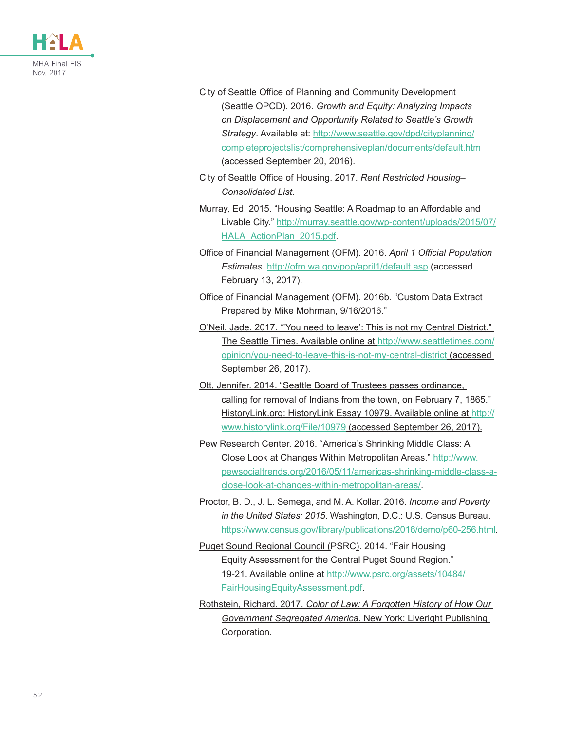City of Seattle Office of Planning and Community Development (Seattle OPCD). 2016. *Growth and Equity: Analyzing Impacts on Displacement and Opportunity Related to Seattle's Growth Strategy*. Available at: http://www.seattle.gov/dpd/cityplanning/completeprojectslist/comprehensiveplan/documents/default.htm (accessed September 20, 2016).

City of Seattle Office of Housing. 2017. *Rent Restricted Housing–Consolidated List*.

Murray, Ed. 2015. "Housing Seattle: A Roadmap to an Affordable and Livable City." http://murray.seattle.gov/wp-content/uploads/2015/07/HALA_ActionPlan_2015.pdf.

Office of Financial Management (OFM). 2016. *April 1 Official Population Estimates*. http://ofm.wa.gov/pop/april1/default.asp (accessed February 13, 2017).

Office of Financial Management (OFM). 2016b. "Custom Data Extract Prepared by Mike Mohrman, 9/16/2016."

O'Neil, Jade. 2017. "'You need to leave': This is not my Central District." The Seattle Times. Available online at http://www.seattletimes.com/opinion/you-need-to-leave-this-is-not-my-central-district (accessed September 26, 2017).

Ott, Jennifer. 2014. "Seattle Board of Trustees passes ordinance, calling for removal of Indians from the town, on February 7, 1865." HistoryLink.org: HistoryLink Essay 10979. Available online at http://www.historylink.org/File/10979 (accessed September 26, 2017).

Pew Research Center. 2016. "America's Shrinking Middle Class: A Close Look at Changes Within Metropolitan Areas." http://www.pewsocialtrends.org/2016/05/11/americas-shrinking-middle-class-a-close-look-at-changes-within-metropolitan-areas/.

Proctor, B. D., J. L. Semega, and M. A. Kollar. 2016. *Income and Poverty in the United States: 2015*. Washington, D.C.: U.S. Census Bureau. https://www.census.gov/library/publications/2016/demo/p60-256.html.

Puget Sound Regional Council (PSRC). 2014. "Fair Housing Equity Assessment for the Central Puget Sound Region." 19-21. Available online at http://www.psrc.org/assets/10484/FairHousingEquityAssessment.pdf.

Rothstein, Richard. 2017. *Color of Law: A Forgotten History of How Our Government Segregated America.* New York: Liveright Publishing Corporation.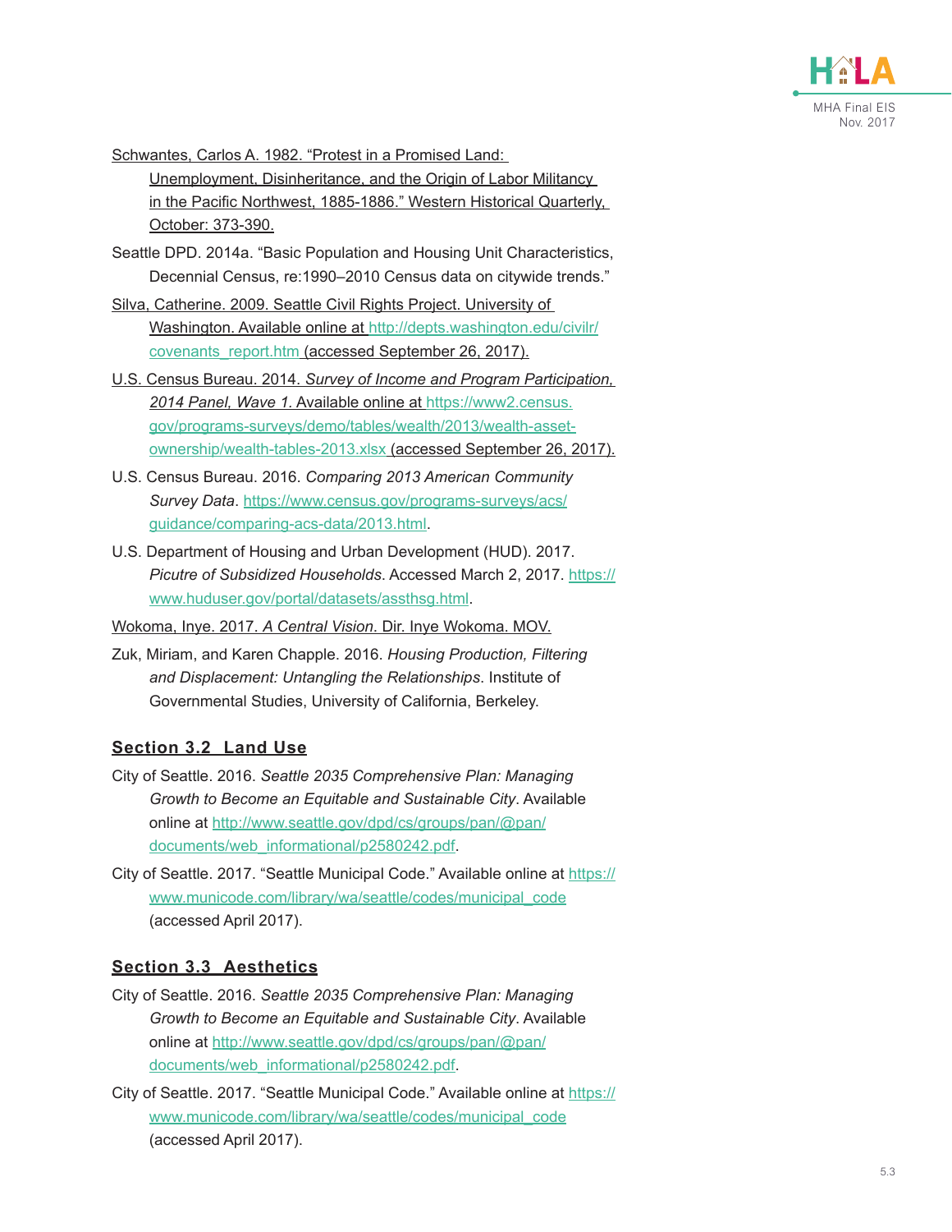Schwantes, Carlos A. 1982. "Protest in a Promised Land: Unemployment, Disinheritance, and the Origin of Labor Militancy in the Pacific Northwest, 1885-1886." Western Historical Quarterly, October: 373-390.

Seattle DPD. 2014a. "Basic Population and Housing Unit Characteristics, Decennial Census, re:1990–2010 Census data on citywide trends."

Silva, Catherine. 2009. Seattle Civil Rights Project. University of Washington. Available online at http://depts.washington.edu/civilr/covenants_report.htm (accessed September 26, 2017).

U.S. Census Bureau. 2014. *Survey of Income and Program Participation, 2014 Panel, Wave 1*. Available online at https://www2.census.gov/programs-surveys/demo/tables/wealth/2013/wealth-asset-ownership/wealth-tables-2013.xlsx (accessed September 26, 2017).

U.S. Census Bureau. 2016. *Comparing 2013 American Community Survey Data*. https://www.census.gov/programs-surveys/acs/guidance/comparing-acs-data/2013.html.

U.S. Department of Housing and Urban Development (HUD). 2017. *Picutre of Subsidized Households*. Accessed March 2, 2017. https://www.huduser.gov/portal/datasets/assthsg.html.

Wokoma, Inye. 2017. *A Central Vision*. Dir. Inye Wokoma. MOV.

Zuk, Miriam, and Karen Chapple. 2016. *Housing Production, Filtering and Displacement: Untangling the Relationships*. Institute of Governmental Studies, University of California, Berkeley.

## Section 3.2 Land Use

City of Seattle. 2016. *Seattle 2035 Comprehensive Plan: Managing Growth to Become an Equitable and Sustainable City*. Available online at http://www.seattle.gov/dpd/cs/groups/pan/@pan/documents/web_informational/p2580242.pdf.

City of Seattle. 2017. "Seattle Municipal Code." Available online at https://www.municode.com/library/wa/seattle/codes/municipal_code (accessed April 2017).

## Section 3.3 Aesthetics

City of Seattle. 2016. *Seattle 2035 Comprehensive Plan: Managing Growth to Become an Equitable and Sustainable City*. Available online at http://www.seattle.gov/dpd/cs/groups/pan/@pan/documents/web_informational/p2580242.pdf.

City of Seattle. 2017. "Seattle Municipal Code." Available online at https://www.municode.com/library/wa/seattle/codes/municipal_code (accessed April 2017).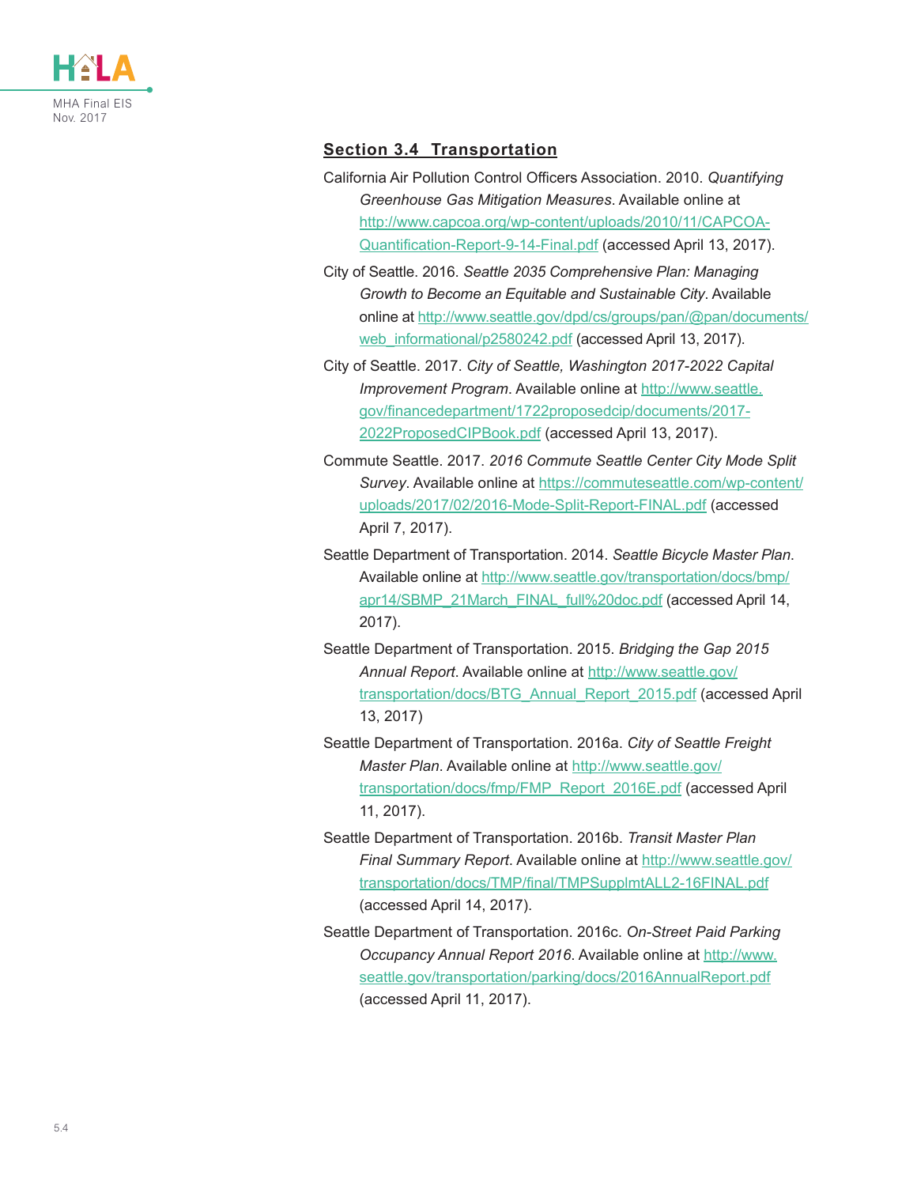## Section 3.4 Transportation

California Air Pollution Control Officers Association. 2010. *Quantifying Greenhouse Gas Mitigation Measures*. Available online at http://www.capcoa.org/wp-content/uploads/2010/11/CAPCOA-Quantification-Report-9-14-Final.pdf (accessed April 13, 2017).

City of Seattle. 2016. *Seattle 2035 Comprehensive Plan: Managing Growth to Become an Equitable and Sustainable City*. Available online at http://www.seattle.gov/dpd/cs/groups/pan/@pan/documents/web_informational/p2580242.pdf (accessed April 13, 2017).

City of Seattle. 2017. *City of Seattle, Washington 2017-2022 Capital Improvement Program*. Available online at http://www.seattle.gov/financedepartment/1722proposedcip/documents/2017-2022ProposedCIPBook.pdf (accessed April 13, 2017).

Commute Seattle. 2017. *2016 Commute Seattle Center City Mode Split Survey*. Available online at https://commuteseattle.com/wp-content/uploads/2017/02/2016-Mode-Split-Report-FINAL.pdf (accessed April 7, 2017).

Seattle Department of Transportation. 2014. *Seattle Bicycle Master Plan*. Available online at http://www.seattle.gov/transportation/docs/bmp/apr14/SBMP_21March_FINAL_full%20doc.pdf (accessed April 14, 2017).

Seattle Department of Transportation. 2015. *Bridging the Gap 2015 Annual Report*. Available online at http://www.seattle.gov/transportation/docs/BTG_Annual_Report_2015.pdf (accessed April 13, 2017)

Seattle Department of Transportation. 2016a. *City of Seattle Freight Master Plan*. Available online at http://www.seattle.gov/transportation/docs/fmp/FMP_Report_2016E.pdf (accessed April 11, 2017).

Seattle Department of Transportation. 2016b. *Transit Master Plan Final Summary Report*. Available online at http://www.seattle.gov/transportation/docs/TMP/final/TMPSupplmtALL2-16FINAL.pdf (accessed April 14, 2017).

Seattle Department of Transportation. 2016c. *On-Street Paid Parking Occupancy Annual Report 2016*. Available online at http://www.seattle.gov/transportation/parking/docs/2016AnnualReport.pdf (accessed April 11, 2017).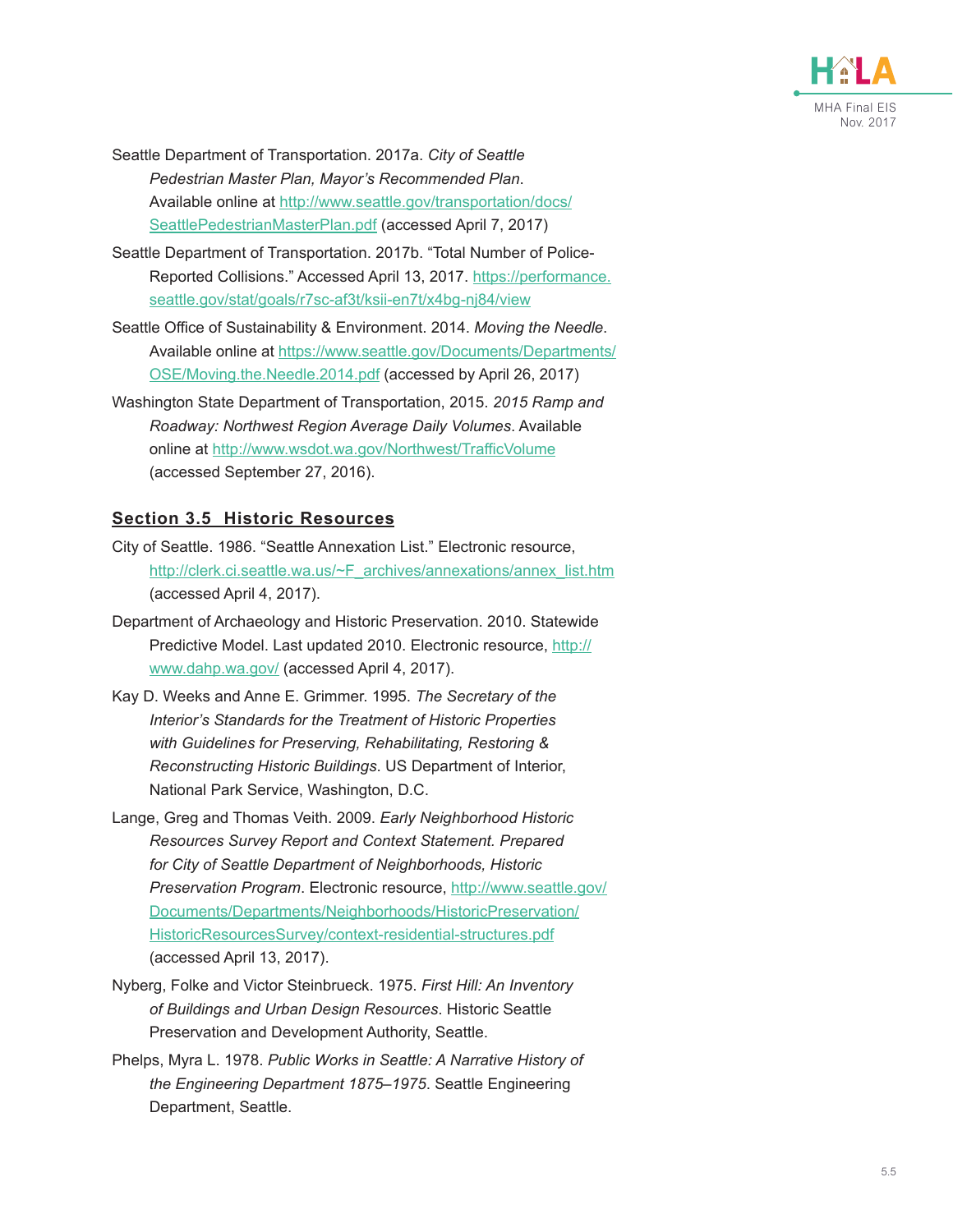Seattle Department of Transportation. 2017a. *City of Seattle Pedestrian Master Plan, Mayor's Recommended Plan*. Available online at http://www.seattle.gov/transportation/docs/SeattlePedestrianMasterPlan.pdf (accessed April 7, 2017)

Seattle Department of Transportation. 2017b. "Total Number of Police-Reported Collisions." Accessed April 13, 2017. https://performance.seattle.gov/stat/goals/r7sc-af3t/ksii-en7t/x4bg-nj84/view

Seattle Office of Sustainability & Environment. 2014. *Moving the Needle*. Available online at https://www.seattle.gov/Documents/Departments/OSE/Moving.the.Needle.2014.pdf (accessed by April 26, 2017)

Washington State Department of Transportation, 2015. *2015 Ramp and Roadway: Northwest Region Average Daily Volumes*. Available online at http://www.wsdot.wa.gov/Northwest/TrafficVolume (accessed September 27, 2016).

## Section 3.5 Historic Resources

City of Seattle. 1986. "Seattle Annexation List." Electronic resource, http://clerk.ci.seattle.wa.us/~F_archives/annexations/annex_list.htm (accessed April 4, 2017).

Department of Archaeology and Historic Preservation. 2010. Statewide Predictive Model. Last updated 2010. Electronic resource, http://www.dahp.wa.gov/ (accessed April 4, 2017).

Kay D. Weeks and Anne E. Grimmer. 1995. *The Secretary of the Interior's Standards for the Treatment of Historic Properties with Guidelines for Preserving, Rehabilitating, Restoring & Reconstructing Historic Buildings*. US Department of Interior, National Park Service, Washington, D.C.

Lange, Greg and Thomas Veith. 2009. *Early Neighborhood Historic Resources Survey Report and Context Statement. Prepared for City of Seattle Department of Neighborhoods, Historic Preservation Program*. Electronic resource, http://www.seattle.gov/Documents/Departments/Neighborhoods/HistoricPreservation/HistoricResourcesSurvey/context-residential-structures.pdf (accessed April 13, 2017).

Nyberg, Folke and Victor Steinbrueck. 1975. *First Hill: An Inventory of Buildings and Urban Design Resources*. Historic Seattle Preservation and Development Authority, Seattle.

Phelps, Myra L. 1978. *Public Works in Seattle: A Narrative History of the Engineering Department 1875–1975*. Seattle Engineering Department, Seattle.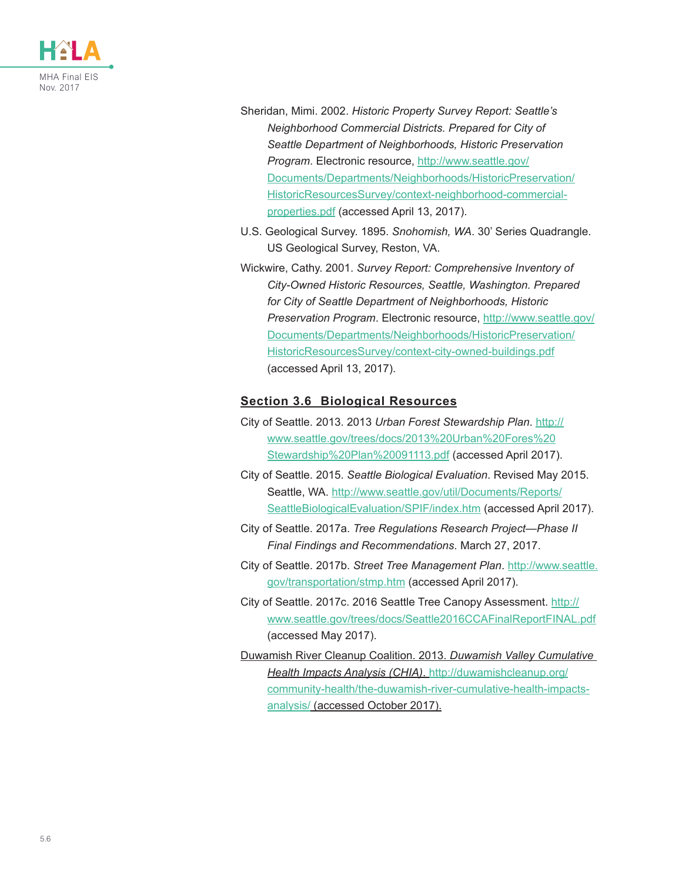Sheridan, Mimi. 2002. *Historic Property Survey Report: Seattle's Neighborhood Commercial Districts. Prepared for City of Seattle Department of Neighborhoods, Historic Preservation Program*. Electronic resource, http://www.seattle.gov/Documents/Departments/Neighborhoods/HistoricPreservation/HistoricResourcesSurvey/context-neighborhood-commercial-properties.pdf (accessed April 13, 2017).

U.S. Geological Survey. 1895. *Snohomish, WA*. 30' Series Quadrangle. US Geological Survey, Reston, VA.

Wickwire, Cathy. 2001. *Survey Report: Comprehensive Inventory of City-Owned Historic Resources, Seattle, Washington. Prepared for City of Seattle Department of Neighborhoods, Historic Preservation Program*. Electronic resource, http://www.seattle.gov/Documents/Departments/Neighborhoods/HistoricPreservation/HistoricResourcesSurvey/context-city-owned-buildings.pdf (accessed April 13, 2017).

## Section 3.6 Biological Resources

City of Seattle. 2013. 2013 *Urban Forest Stewardship Plan*. http://www.seattle.gov/trees/docs/2013%20Urban%20Fores%20Stewardship%20Plan%20091113.pdf (accessed April 2017).

City of Seattle. 2015. *Seattle Biological Evaluation*. Revised May 2015. Seattle, WA. http://www.seattle.gov/util/Documents/Reports/SeattleBiologicalEvaluation/SPIF/index.htm (accessed April 2017).

City of Seattle. 2017a. *Tree Regulations Research Project—Phase II Final Findings and Recommendations*. March 27, 2017.

City of Seattle. 2017b. *Street Tree Management Plan*. http://www.seattle.gov/transportation/stmp.htm (accessed April 2017).

City of Seattle. 2017c. 2016 Seattle Tree Canopy Assessment. http://www.seattle.gov/trees/docs/Seattle2016CCAFinalReportFINAL.pdf (accessed May 2017).

Duwamish River Cleanup Coalition. 2013. *Duwamish Valley Cumulative Health Impacts Analysis (CHIA)*. http://duwamishcleanup.org/community-health/the-duwamish-river-cumulative-health-impacts-analysis/ (accessed October 2017).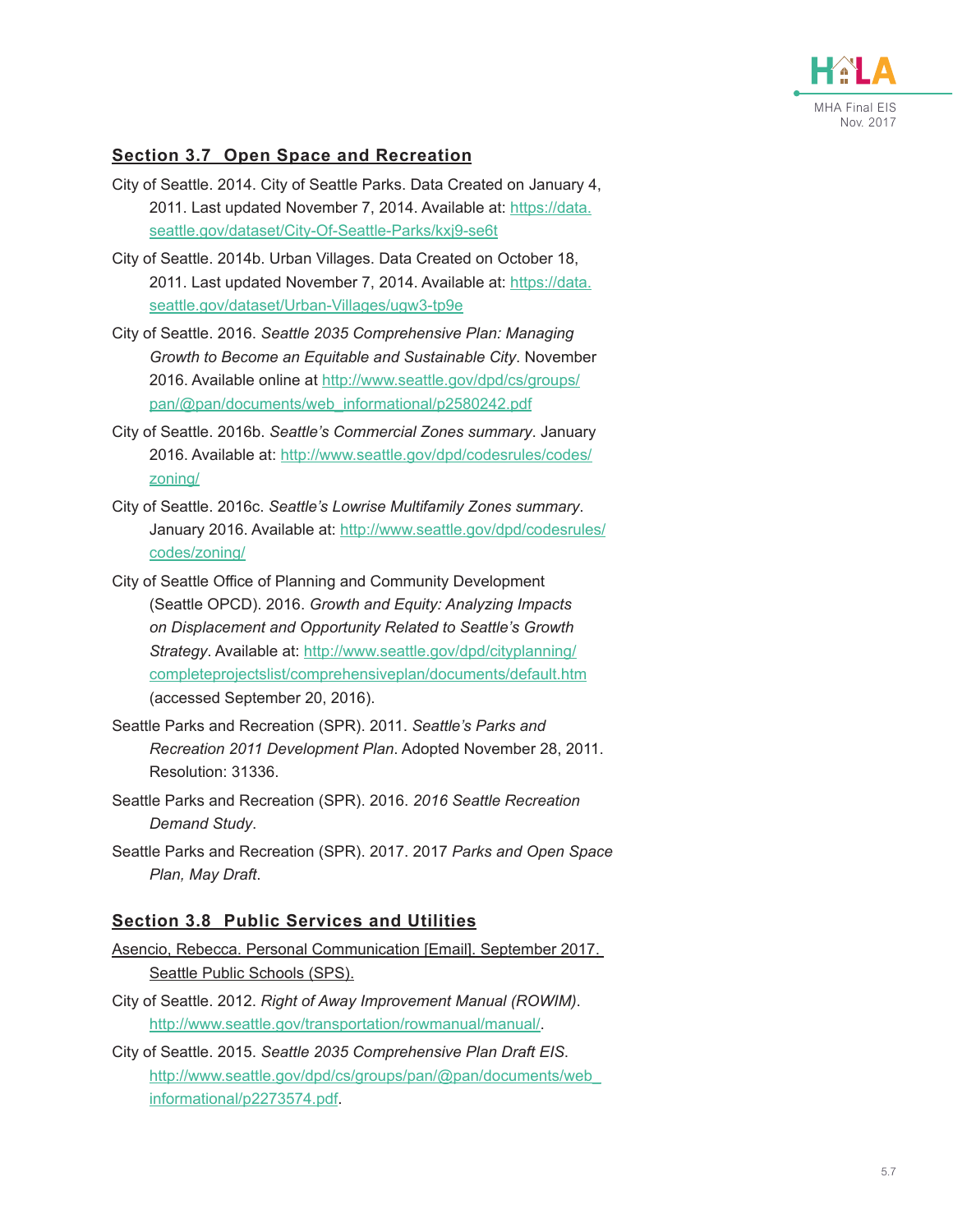## Section 3.7 Open Space and Recreation

City of Seattle. 2014. City of Seattle Parks. Data Created on January 4, 2011. Last updated November 7, 2014. Available at: https://data.seattle.gov/dataset/City-Of-Seattle-Parks/kxj9-se6t

City of Seattle. 2014b. Urban Villages. Data Created on October 18, 2011. Last updated November 7, 2014. Available at: https://data.seattle.gov/dataset/Urban-Villages/ugw3-tp9e

City of Seattle. 2016. *Seattle 2035 Comprehensive Plan: Managing Growth to Become an Equitable and Sustainable City*. November 2016. Available online at http://www.seattle.gov/dpd/cs/groups/pan/@pan/documents/web_informational/p2580242.pdf

City of Seattle. 2016b. *Seattle's Commercial Zones summary*. January 2016. Available at: http://www.seattle.gov/dpd/codesrules/codes/zoning/

City of Seattle. 2016c. *Seattle's Lowrise Multifamily Zones summary*. January 2016. Available at: http://www.seattle.gov/dpd/codesrules/codes/zoning/

City of Seattle Office of Planning and Community Development (Seattle OPCD). 2016. *Growth and Equity: Analyzing Impacts on Displacement and Opportunity Related to Seattle's Growth Strategy*. Available at: http://www.seattle.gov/dpd/cityplanning/completeprojectslist/comprehensiveplan/documents/default.htm (accessed September 20, 2016).

Seattle Parks and Recreation (SPR). 2011. *Seattle's Parks and Recreation 2011 Development Plan*. Adopted November 28, 2011. Resolution: 31336.

Seattle Parks and Recreation (SPR). 2016. *2016 Seattle Recreation Demand Study*.

Seattle Parks and Recreation (SPR). 2017. 2017 *Parks and Open Space Plan, May Draft*.

## Section 3.8 Public Services and Utilities

Asencio, Rebecca. Personal Communication [Email]. September 2017. Seattle Public Schools (SPS).

City of Seattle. 2012. *Right of Away Improvement Manual (ROWIM)*. http://www.seattle.gov/transportation/rowmanual/manual/.

City of Seattle. 2015. *Seattle 2035 Comprehensive Plan Draft EIS*. http://www.seattle.gov/dpd/cs/groups/pan/@pan/documents/web_informational/p2273574.pdf.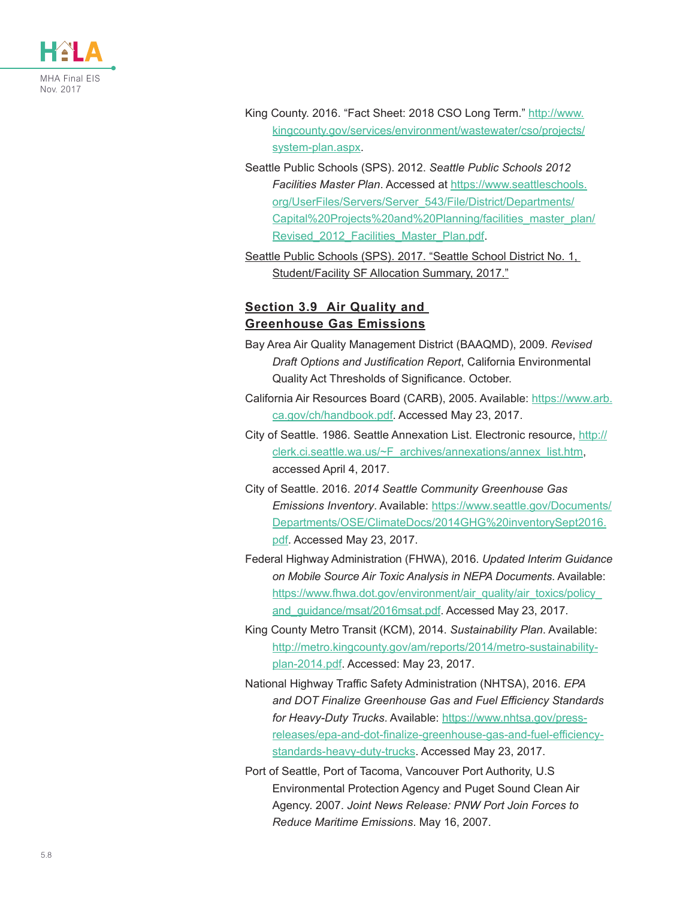King County. 2016. "Fact Sheet: 2018 CSO Long Term." http://www.kingcounty.gov/services/environment/wastewater/cso/projects/system-plan.aspx.

Seattle Public Schools (SPS). 2012. *Seattle Public Schools 2012 Facilities Master Plan*. Accessed at https://www.seattleschools.org/UserFiles/Servers/Server_543/File/District/Departments/Capital%20Projects%20and%20Planning/facilities_master_plan/Revised_2012_Facilities_Master_Plan.pdf.

Seattle Public Schools (SPS). 2017. "Seattle School District No. 1, Student/Facility SF Allocation Summary, 2017."

## Section 3.9 Air Quality and Greenhouse Gas Emissions

Bay Area Air Quality Management District (BAAQMD), 2009. *Revised Draft Options and Justification Report*, California Environmental Quality Act Thresholds of Significance. October.

California Air Resources Board (CARB), 2005. Available: https://www.arb.ca.gov/ch/handbook.pdf. Accessed May 23, 2017.

City of Seattle. 1986. Seattle Annexation List. Electronic resource, http://clerk.ci.seattle.wa.us/~F_archives/annexations/annex_list.htm, accessed April 4, 2017.

City of Seattle. 2016. *2014 Seattle Community Greenhouse Gas Emissions Inventory*. Available: https://www.seattle.gov/Documents/Departments/OSE/ClimateDocs/2014GHG%20inventorySept2016.pdf. Accessed May 23, 2017.

Federal Highway Administration (FHWA), 2016. *Updated Interim Guidance on Mobile Source Air Toxic Analysis in NEPA Documents*. Available: https://www.fhwa.dot.gov/environment/air_quality/air_toxics/policy_and_guidance/msat/2016msat.pdf. Accessed May 23, 2017.

King County Metro Transit (KCM), 2014. *Sustainability Plan*. Available: http://metro.kingcounty.gov/am/reports/2014/metro-sustainability-plan-2014.pdf. Accessed: May 23, 2017.

National Highway Traffic Safety Administration (NHTSA), 2016. *EPA and DOT Finalize Greenhouse Gas and Fuel Efficiency Standards for Heavy-Duty Trucks*. Available: https://www.nhtsa.gov/press-releases/epa-and-dot-finalize-greenhouse-gas-and-fuel-efficiency-standards-heavy-duty-trucks. Accessed May 23, 2017.

Port of Seattle, Port of Tacoma, Vancouver Port Authority, U.S Environmental Protection Agency and Puget Sound Clean Air Agency. 2007. *Joint News Release: PNW Port Join Forces to Reduce Maritime Emissions*. May 16, 2007.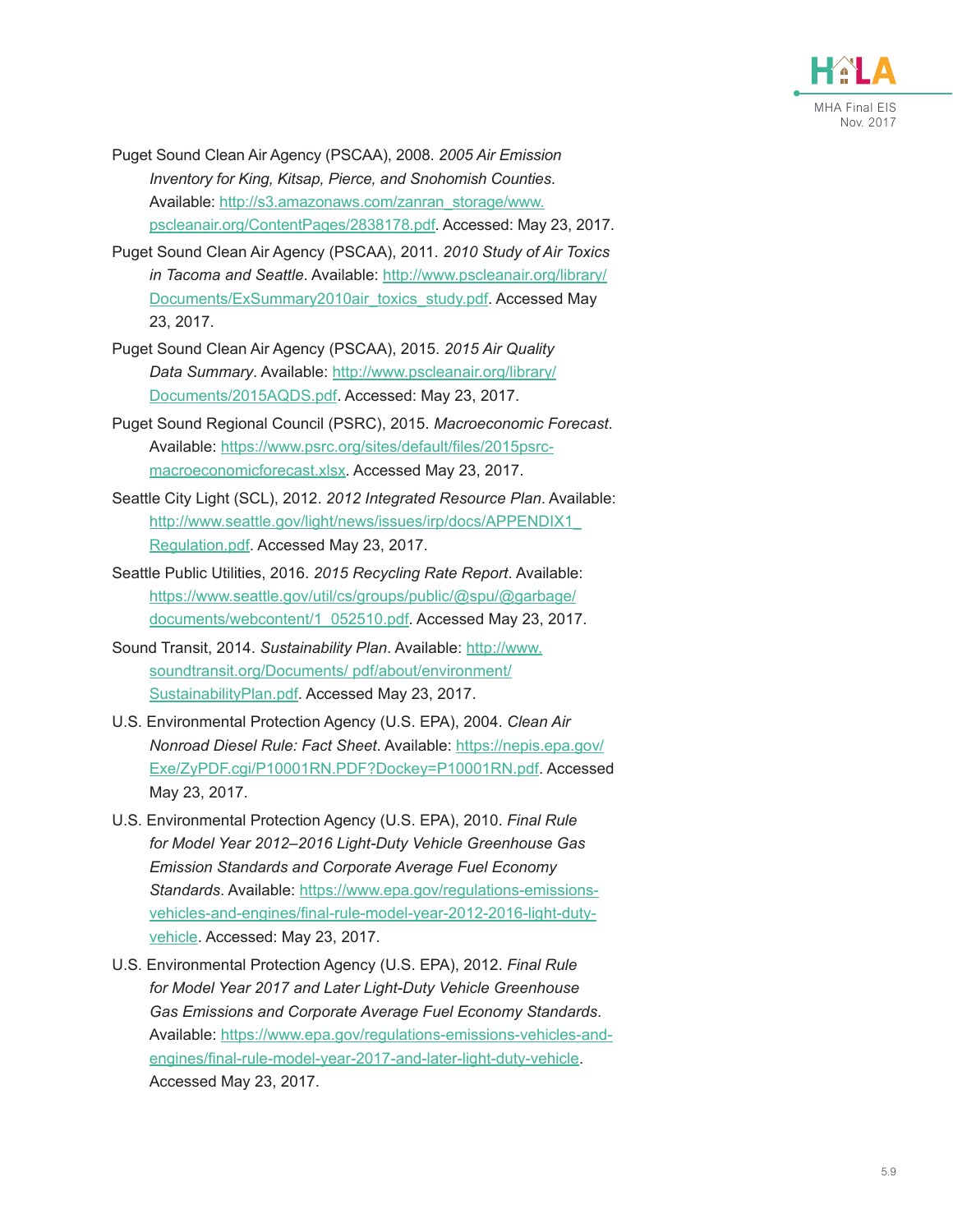Puget Sound Clean Air Agency (PSCAA), 2008. *2005 Air Emission Inventory for King, Kitsap, Pierce, and Snohomish Counties*. Available: http://s3.amazonaws.com/zanran_storage/www.pscleanair.org/ContentPages/2838178.pdf. Accessed: May 23, 2017.

Puget Sound Clean Air Agency (PSCAA), 2011. *2010 Study of Air Toxics in Tacoma and Seattle*. Available: http://www.pscleanair.org/library/Documents/ExSummary2010air_toxics_study.pdf. Accessed May 23, 2017.

Puget Sound Clean Air Agency (PSCAA), 2015. *2015 Air Quality Data Summary*. Available: http://www.pscleanair.org/library/Documents/2015AQDS.pdf. Accessed: May 23, 2017.

Puget Sound Regional Council (PSRC), 2015. *Macroeconomic Forecast*. Available: https://www.psrc.org/sites/default/files/2015psrc-macroeconomicforecast.xlsx. Accessed May 23, 2017.

Seattle City Light (SCL), 2012. *2012 Integrated Resource Plan*. Available: http://www.seattle.gov/light/news/issues/irp/docs/APPENDIX1_Regulation.pdf. Accessed May 23, 2017.

Seattle Public Utilities, 2016. *2015 Recycling Rate Report*. Available: https://www.seattle.gov/util/cs/groups/public/@spu/@garbage/documents/webcontent/1_052510.pdf. Accessed May 23, 2017.

Sound Transit, 2014. *Sustainability Plan*. Available: http://www.soundtransit.org/Documents/ pdf/about/environment/SustainabilityPlan.pdf. Accessed May 23, 2017.

U.S. Environmental Protection Agency (U.S. EPA), 2004. *Clean Air Nonroad Diesel Rule: Fact Sheet*. Available: https://nepis.epa.gov/Exe/ZyPDF.cgi/P10001RN.PDF?Dockey=P10001RN.pdf. Accessed May 23, 2017.

U.S. Environmental Protection Agency (U.S. EPA), 2010. *Final Rule for Model Year 2012–2016 Light-Duty Vehicle Greenhouse Gas Emission Standards and Corporate Average Fuel Economy Standards*. Available: https://www.epa.gov/regulations-emissions-vehicles-and-engines/final-rule-model-year-2012-2016-light-duty-vehicle. Accessed: May 23, 2017.

U.S. Environmental Protection Agency (U.S. EPA), 2012. *Final Rule for Model Year 2017 and Later Light-Duty Vehicle Greenhouse Gas Emissions and Corporate Average Fuel Economy Standards*. Available: https://www.epa.gov/regulations-emissions-vehicles-and-engines/final-rule-model-year-2017-and-later-light-duty-vehicle. Accessed May 23, 2017.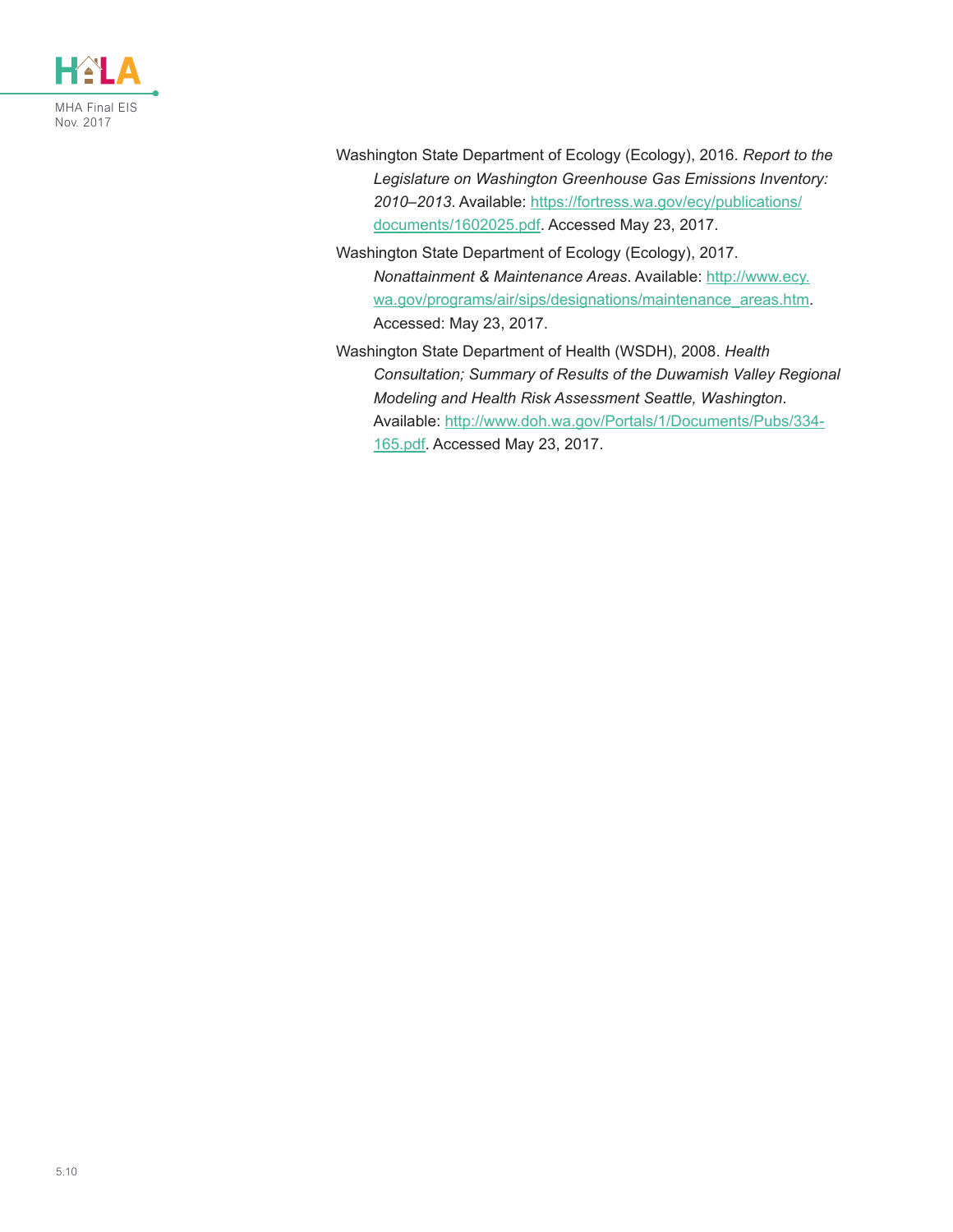Washington State Department of Ecology (Ecology), 2016. *Report to the Legislature on Washington Greenhouse Gas Emissions Inventory: 2010–2013*. Available: https://fortress.wa.gov/ecy/publications/documents/1602025.pdf. Accessed May 23, 2017.

Washington State Department of Ecology (Ecology), 2017. *Nonattainment & Maintenance Areas*. Available: http://www.ecy.wa.gov/programs/air/sips/designations/maintenance_areas.htm. Accessed: May 23, 2017.

Washington State Department of Health (WSDH), 2008. *Health Consultation; Summary of Results of the Duwamish Valley Regional Modeling and Health Risk Assessment Seattle, Washington*. Available: http://www.doh.wa.gov/Portals/1/Documents/Pubs/334-165.pdf. Accessed May 23, 2017.